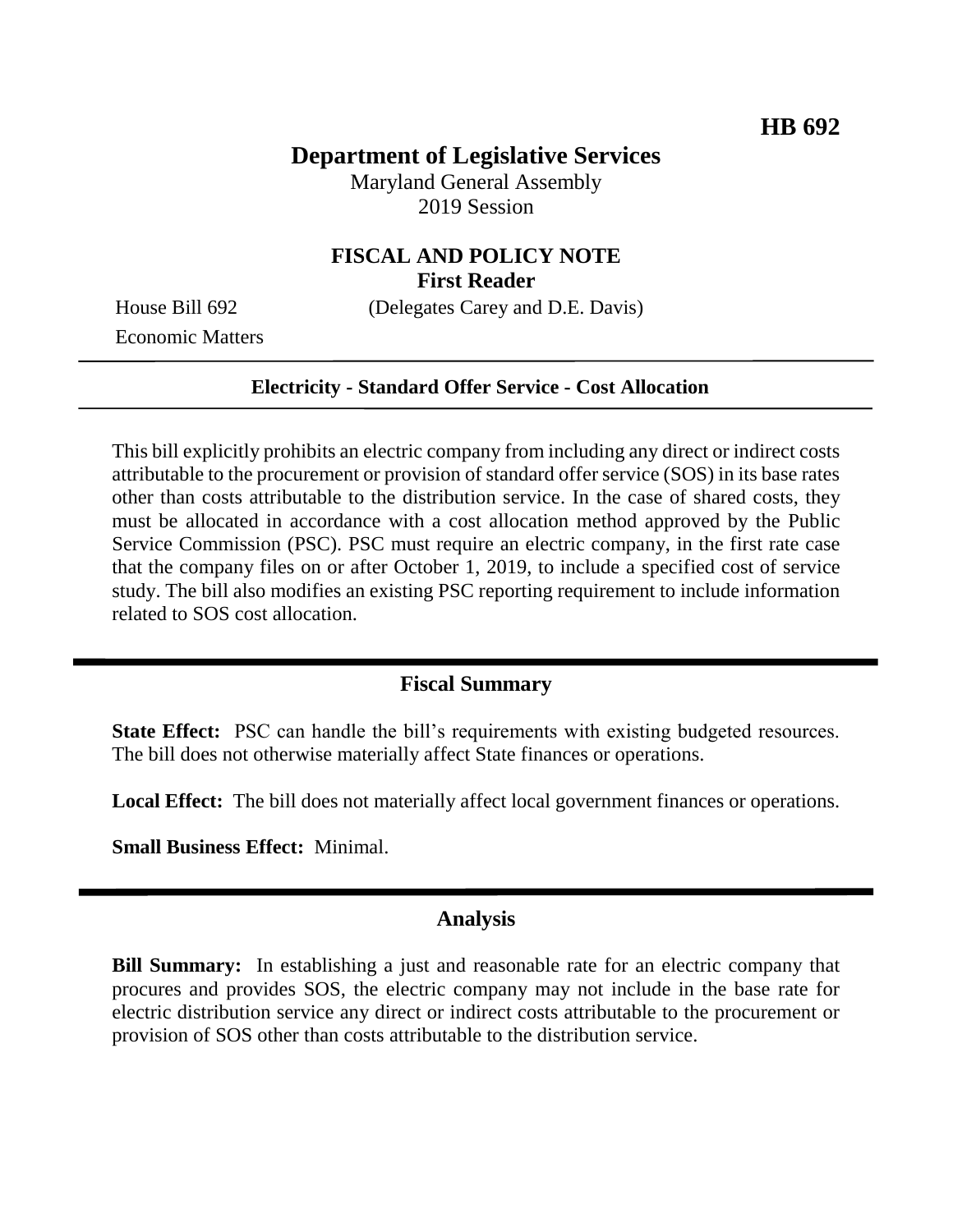**HB 692**

# Department of Legislative Services

Maryland General Assembly
2019 Session

## FISCAL AND POLICY NOTE
**First Reader**

House Bill 692 (Delegates Carey and D.E. Davis)
Economic Matters

**Electricity - Standard Offer Service - Cost Allocation**

This bill explicitly prohibits an electric company from including any direct or indirect costs attributable to the procurement or provision of standard offer service (SOS) in its base rates other than costs attributable to the distribution service. In the case of shared costs, they must be allocated in accordance with a cost allocation method approved by the Public Service Commission (PSC). PSC must require an electric company, in the first rate case that the company files on or after October 1, 2019, to include a specified cost of service study. The bill also modifies an existing PSC reporting requirement to include information related to SOS cost allocation.

## Fiscal Summary

**State Effect:** PSC can handle the bill's requirements with existing budgeted resources. The bill does not otherwise materially affect State finances or operations.

**Local Effect:** The bill does not materially affect local government finances or operations.

**Small Business Effect:** Minimal.

## Analysis

**Bill Summary:** In establishing a just and reasonable rate for an electric company that procures and provides SOS, the electric company may not include in the base rate for electric distribution service any direct or indirect costs attributable to the procurement or provision of SOS other than costs attributable to the distribution service.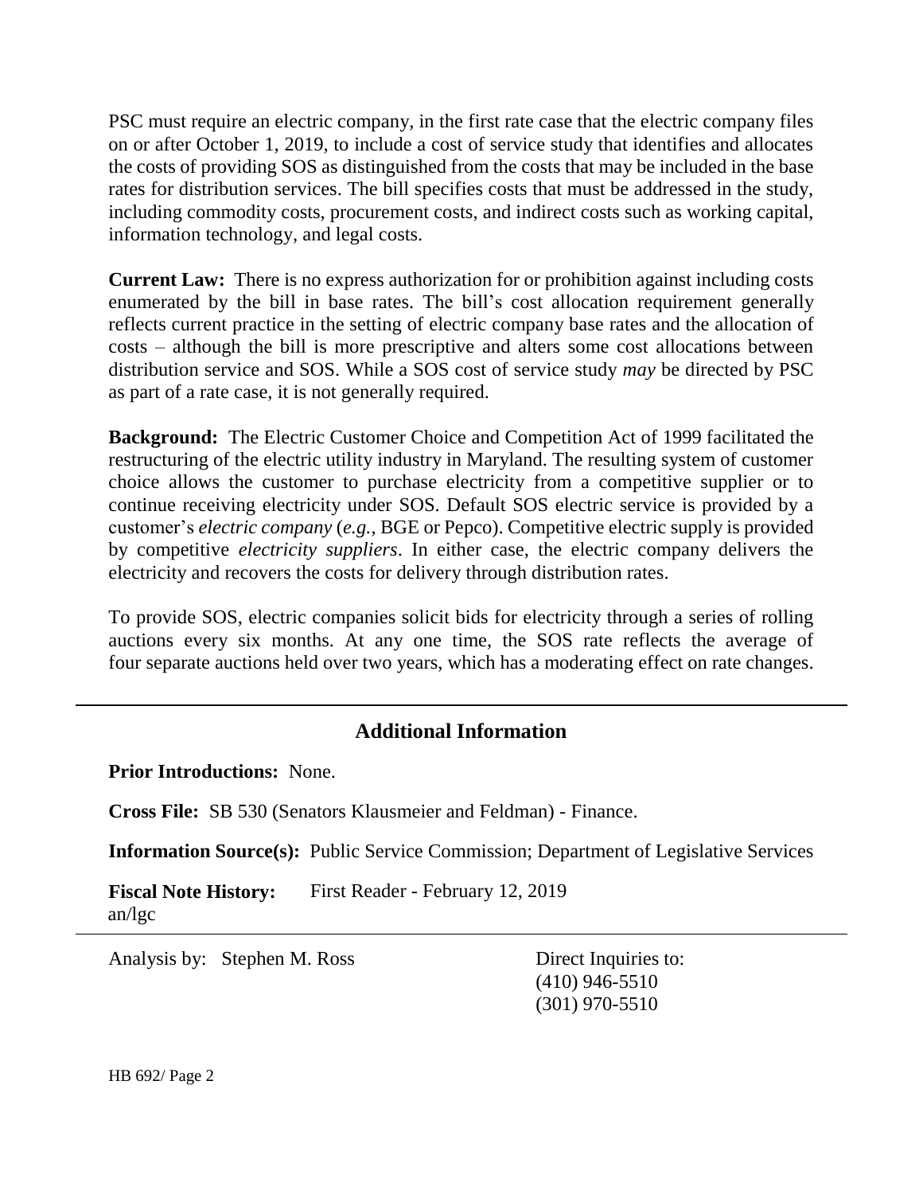PSC must require an electric company, in the first rate case that the electric company files on or after October 1, 2019, to include a cost of service study that identifies and allocates the costs of providing SOS as distinguished from the costs that may be included in the base rates for distribution services. The bill specifies costs that must be addressed in the study, including commodity costs, procurement costs, and indirect costs such as working capital, information technology, and legal costs.

**Current Law:** There is no express authorization for or prohibition against including costs enumerated by the bill in base rates. The bill's cost allocation requirement generally reflects current practice in the setting of electric company base rates and the allocation of costs – although the bill is more prescriptive and alters some cost allocations between distribution service and SOS. While a SOS cost of service study *may* be directed by PSC as part of a rate case, it is not generally required.

**Background:** The Electric Customer Choice and Competition Act of 1999 facilitated the restructuring of the electric utility industry in Maryland. The resulting system of customer choice allows the customer to purchase electricity from a competitive supplier or to continue receiving electricity under SOS. Default SOS electric service is provided by a customer's *electric company* (*e.g.*, BGE or Pepco). Competitive electric supply is provided by competitive *electricity suppliers*. In either case, the electric company delivers the electricity and recovers the costs for delivery through distribution rates.

To provide SOS, electric companies solicit bids for electricity through a series of rolling auctions every six months. At any one time, the SOS rate reflects the average of four separate auctions held over two years, which has a moderating effect on rate changes.

## Additional Information

**Prior Introductions:** None.

**Cross File:** SB 530 (Senators Klausmeier and Feldman) - Finance.

**Information Source(s):** Public Service Commission; Department of Legislative Services

**Fiscal Note History:** First Reader - February 12, 2019
an/lgc

Analysis by: Stephen M. Ross

Direct Inquiries to:
(410) 946-5510
(301) 970-5510